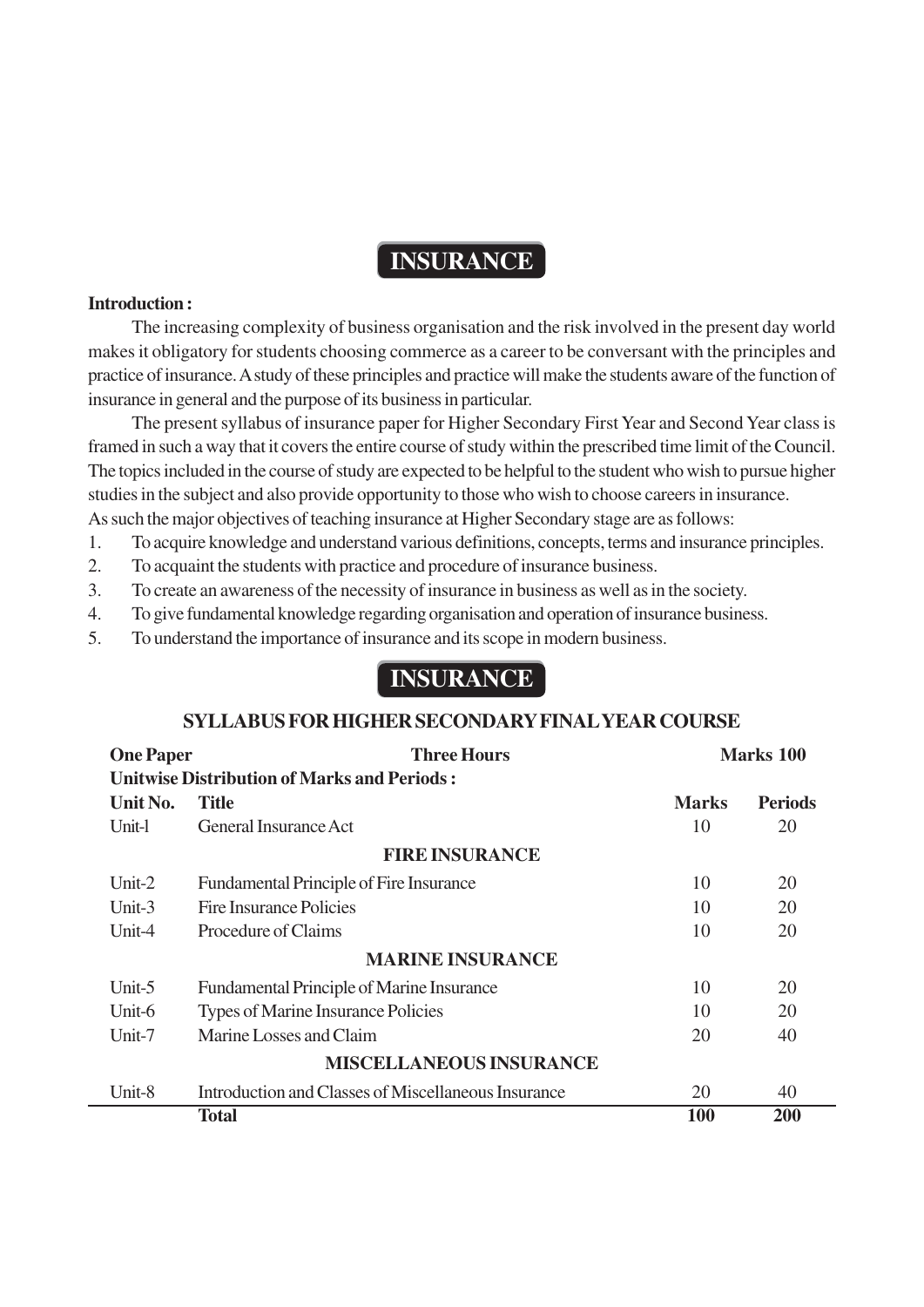# INSURANCE

**Introduction :**

The increasing complexity of business organisation and the risk involved in the present day world makes it obligatory for students choosing commerce as a career to be conversant with the principles and practice of insurance. A study of these principles and practice will make the students aware of the function of insurance in general and the purpose of its business in particular.

The present syllabus of insurance paper for Higher Secondary First Year and Second Year class is framed in such a way that it covers the entire course of study within the prescribed time limit of the Council. The topics included in the course of study are expected to be helpful to the student who wish to pursue higher studies in the subject and also provide opportunity to those who wish to choose careers in insurance.

As such the major objectives of teaching insurance at Higher Secondary stage are as follows:

1. To acquire knowledge and understand various definitions, concepts, terms and insurance principles.
2. To acquaint the students with practice and procedure of insurance business.
3. To create an awareness of the necessity of insurance in business as well as in the society.
4. To give fundamental knowledge regarding organisation and operation of insurance business.
5. To understand the importance of insurance and its scope in modern business.

# INSURANCE

## SYLLABUS FOR HIGHER SECONDARY FINAL YEAR COURSE

**One Paper** **Three Hours** **Marks 100**

**Unitwise Distribution of Marks and Periods :**

| Unit No. | Title | Marks | Periods |
|---|---|---|---|
| Unit-1 | General Insurance Act | 10 | 20 |
| | **FIRE INSURANCE** | | |
| Unit-2 | Fundamental Principle of Fire Insurance | 10 | 20 |
| Unit-3 | Fire Insurance Policies | 10 | 20 |
| Unit-4 | Procedure of Claims | 10 | 20 |
| | **MARINE INSURANCE** | | |
| Unit-5 | Fundamental Principle of Marine Insurance | 10 | 20 |
| Unit-6 | Types of Marine Insurance Policies | 10 | 20 |
| Unit-7 | Marine Losses and Claim | 20 | 40 |
| | **MISCELLANEOUS INSURANCE** | | |
| Unit-8 | Introduction and Classes of Miscellaneous Insurance | 20 | 40 |
| | **Total** | **100** | **200** |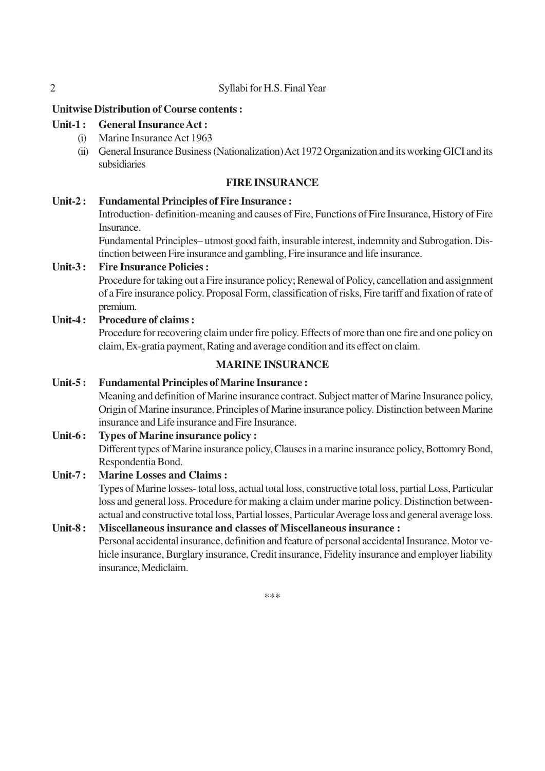**Unitwise Distribution of Course contents :**

**Unit-1 : General Insurance Act :**

(i) Marine Insurance Act 1963

(ii) General Insurance Business (Nationalization) Act 1972 Organization and its working GICI and its subsidiaries

## FIRE INSURANCE

**Unit-2 : Fundamental Principles of Fire Insurance :**

Introduction- definition-meaning and causes of Fire, Functions of Fire Insurance, History of Fire Insurance.

Fundamental Principles– utmost good faith, insurable interest, indemnity and Subrogation. Distinction between Fire insurance and gambling, Fire insurance and life insurance.

**Unit-3 : Fire Insurance Policies :**

Procedure for taking out a Fire insurance policy; Renewal of Policy, cancellation and assignment of a Fire insurance policy. Proposal Form, classification of risks, Fire tariff and fixation of rate of premium.

**Unit-4 : Procedure of claims :**

Procedure for recovering claim under fire policy. Effects of more than one fire and one policy on claim, Ex-gratia payment, Rating and average condition and its effect on claim.

## MARINE INSURANCE

**Unit-5 : Fundamental Principles of Marine Insurance :**

Meaning and definition of Marine insurance contract. Subject matter of Marine Insurance policy, Origin of Marine insurance. Principles of Marine insurance policy. Distinction between Marine insurance and Life insurance and Fire Insurance.

**Unit-6 : Types of Marine insurance policy :**

Different types of Marine insurance policy, Clauses in a marine insurance policy, Bottomry Bond, Respondentia Bond.

**Unit-7 : Marine Losses and Claims :**

Types of Marine losses- total loss, actual total loss, constructive total loss, partial Loss, Particular loss and general loss. Procedure for making a claim under marine policy. Distinction between- actual and constructive total loss, Partial losses, Particular Average loss and general average loss.

**Unit-8 : Miscellaneous insurance and classes of Miscellaneous insurance :**

Personal accidental insurance, definition and feature of personal accidental Insurance. Motor vehicle insurance, Burglary insurance, Credit insurance, Fidelity insurance and employer liability insurance, Mediclaim.

***